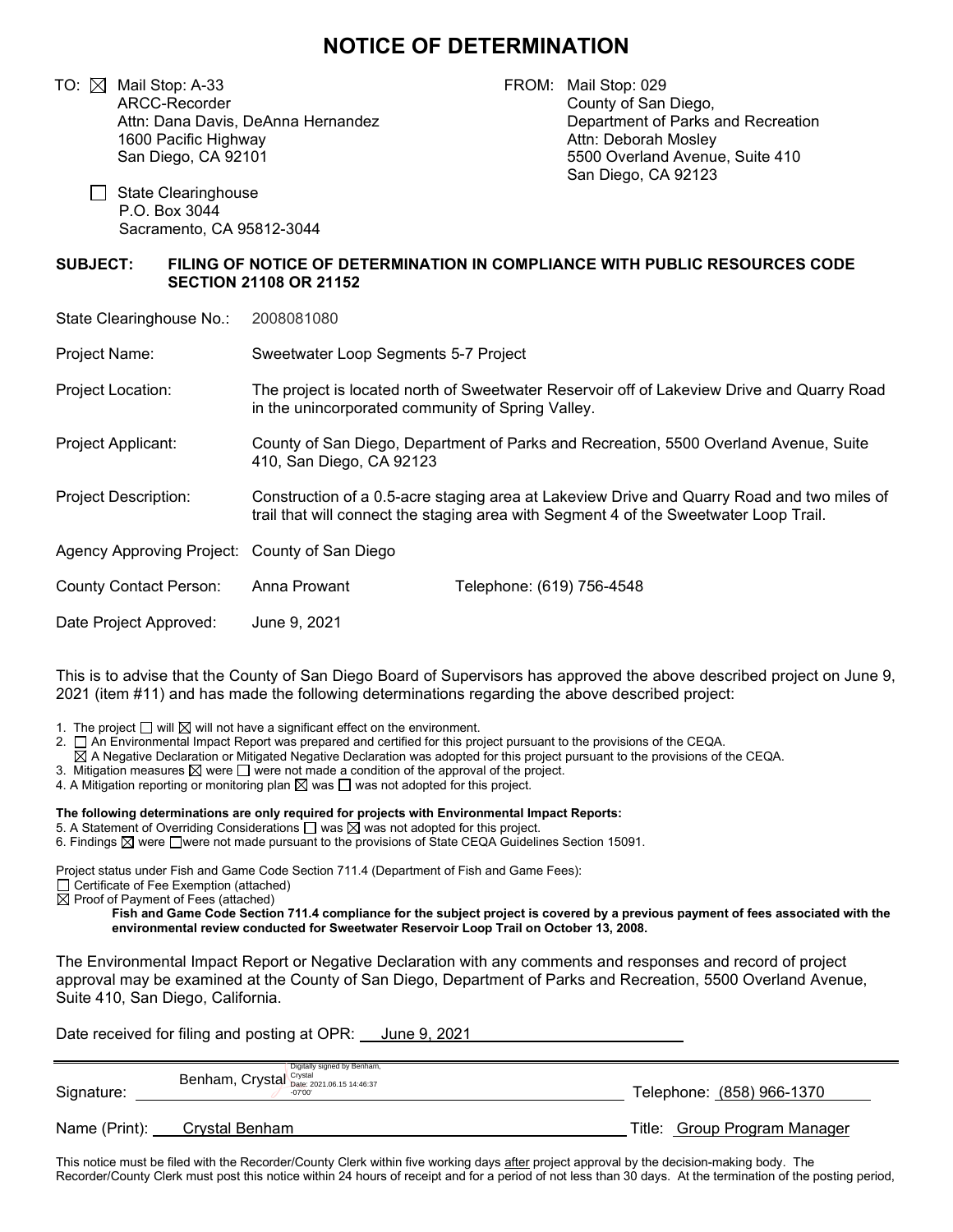# NOTICE OF DETERMINATION

TO: ☒ Mail Stop: A-33
ARCC-Recorder
Attn: Dana Davis, DeAnna Hernandez
1600 Pacific Highway
San Diego, CA 92101

☐ State Clearinghouse
P.O. Box 3044
Sacramento, CA 95812-3044

FROM: Mail Stop: 029
County of San Diego,
Department of Parks and Recreation
Attn: Deborah Mosley
5500 Overland Avenue, Suite 410
San Diego, CA 92123

**SUBJECT: FILING OF NOTICE OF DETERMINATION IN COMPLIANCE WITH PUBLIC RESOURCES CODE SECTION 21108 OR 21152**

State Clearinghouse No.: 2008081080

Project Name: Sweetwater Loop Segments 5-7 Project

Project Location: The project is located north of Sweetwater Reservoir off of Lakeview Drive and Quarry Road in the unincorporated community of Spring Valley.

Project Applicant: County of San Diego, Department of Parks and Recreation, 5500 Overland Avenue, Suite 410, San Diego, CA 92123

Project Description: Construction of a 0.5-acre staging area at Lakeview Drive and Quarry Road and two miles of trail that will connect the staging area with Segment 4 of the Sweetwater Loop Trail.

Agency Approving Project: County of San Diego

County Contact Person: Anna Prowant Telephone: (619) 756-4548

Date Project Approved: June 9, 2021

This is to advise that the County of San Diego Board of Supervisors has approved the above described project on June 9, 2021 (item #11) and has made the following determinations regarding the above described project:

1. The project ☐ will ☒ will not have a significant effect on the environment.
2. ☐ An Environmental Impact Report was prepared and certified for this project pursuant to the provisions of the CEQA.
   ☒ A Negative Declaration or Mitigated Negative Declaration was adopted for this project pursuant to the provisions of the CEQA.
3. Mitigation measures ☒ were ☐ were not made a condition of the approval of the project.
4. A Mitigation reporting or monitoring plan ☒ was ☐ was not adopted for this project.

**The following determinations are only required for projects with Environmental Impact Reports:**

5. A Statement of Overriding Considerations ☐ was ☒ was not adopted for this project.
6. Findings ☒ were ☐ were not made pursuant to the provisions of State CEQA Guidelines Section 15091.

Project status under Fish and Game Code Section 711.4 (Department of Fish and Game Fees):
☐ Certificate of Fee Exemption (attached)
☒ Proof of Payment of Fees (attached)
**Fish and Game Code Section 711.4 compliance for the subject project is covered by a previous payment of fees associated with the environmental review conducted for Sweetwater Reservoir Loop Trail on October 13, 2008.**

The Environmental Impact Report or Negative Declaration with any comments and responses and record of project approval may be examined at the County of San Diego, Department of Parks and Recreation, 5500 Overland Avenue, Suite 410, San Diego, California.

Date received for filing and posting at OPR: June 9, 2021

Signature: Benham, Crystal (Digitally signed by Benham, Crystal Date: 2021.06.15 14:46:37 -07'00') Telephone: (858) 966-1370

Name (Print): Crystal Benham Title: Group Program Manager

This notice must be filed with the Recorder/County Clerk within five working days after project approval by the decision-making body. The Recorder/County Clerk must post this notice within 24 hours of receipt and for a period of not less than 30 days. At the termination of the posting period,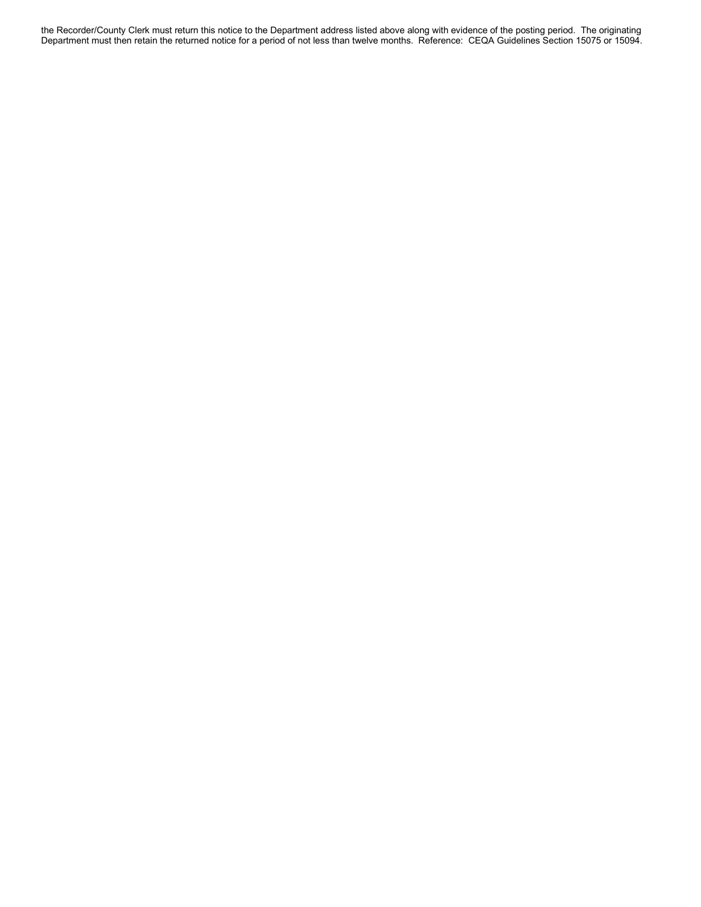the Recorder/County Clerk must return this notice to the Department address listed above along with evidence of the posting period. The originating Department must then retain the returned notice for a period of not less than twelve months. Reference: CEQA Guidelines Section 15075 or 15094.